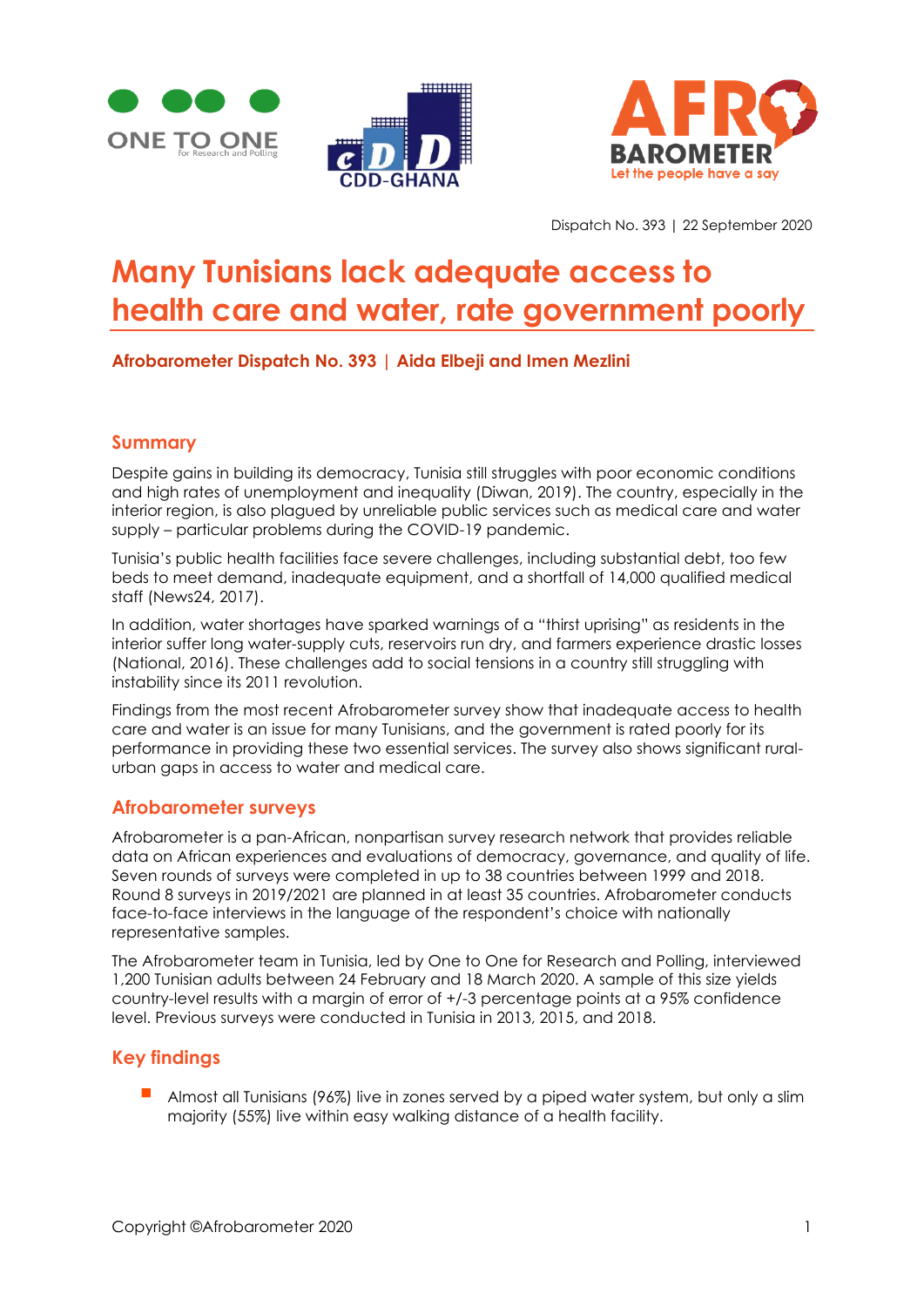Dispatch No. 393 | 22 September 2020

# Many Tunisians lack adequate access to health care and water, rate government poorly

**Afrobarometer Dispatch No. 393 | Aida Elbeji and Imen Mezlini**

## Summary

Despite gains in building its democracy, Tunisia still struggles with poor economic conditions and high rates of unemployment and inequality (Diwan, 2019). The country, especially in the interior region, is also plagued by unreliable public services such as medical care and water supply – particular problems during the COVID-19 pandemic.

Tunisia's public health facilities face severe challenges, including substantial debt, too few beds to meet demand, inadequate equipment, and a shortfall of 14,000 qualified medical staff (News24, 2017).

In addition, water shortages have sparked warnings of a "thirst uprising" as residents in the interior suffer long water-supply cuts, reservoirs run dry, and farmers experience drastic losses (National, 2016). These challenges add to social tensions in a country still struggling with instability since its 2011 revolution.

Findings from the most recent Afrobarometer survey show that inadequate access to health care and water is an issue for many Tunisians, and the government is rated poorly for its performance in providing these two essential services. The survey also shows significant rural-urban gaps in access to water and medical care.

## Afrobarometer surveys

Afrobarometer is a pan-African, nonpartisan survey research network that provides reliable data on African experiences and evaluations of democracy, governance, and quality of life. Seven rounds of surveys were completed in up to 38 countries between 1999 and 2018. Round 8 surveys in 2019/2021 are planned in at least 35 countries. Afrobarometer conducts face-to-face interviews in the language of the respondent's choice with nationally representative samples.

The Afrobarometer team in Tunisia, led by One to One for Research and Polling, interviewed 1,200 Tunisian adults between 24 February and 18 March 2020. A sample of this size yields country-level results with a margin of error of +/-3 percentage points at a 95% confidence level. Previous surveys were conducted in Tunisia in 2013, 2015, and 2018.

## Key findings

- Almost all Tunisians (96%) live in zones served by a piped water system, but only a slim majority (55%) live within easy walking distance of a health facility.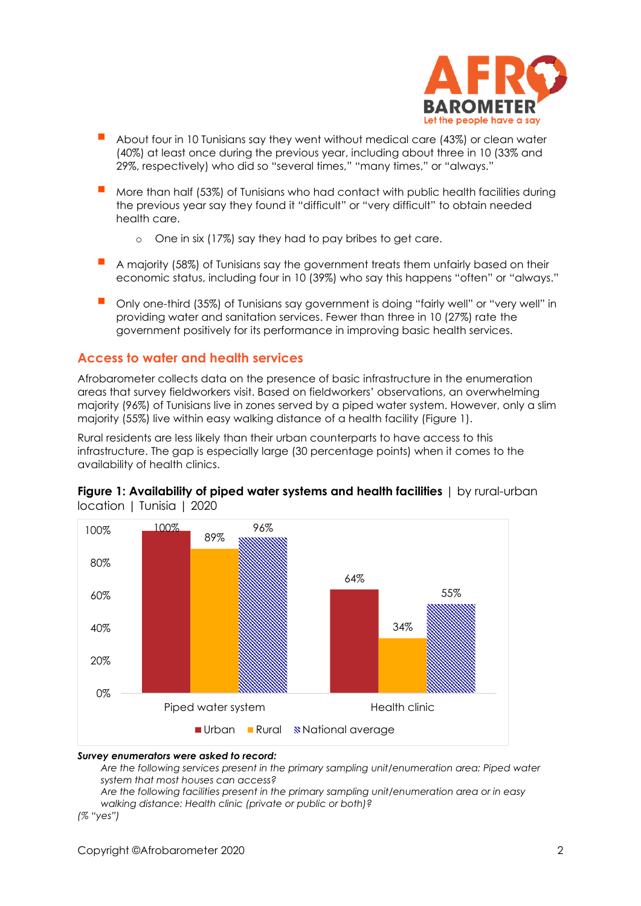- About four in 10 Tunisians say they went without medical care (43%) or clean water (40%) at least once during the previous year, including about three in 10 (33% and 29%, respectively) who did so "several times," "many times," or "always."
- More than half (53%) of Tunisians who had contact with public health facilities during the previous year say they found it "difficult" or "very difficult" to obtain needed health care.
  - One in six (17%) say they had to pay bribes to get care.
- A majority (58%) of Tunisians say the government treats them unfairly based on their economic status, including four in 10 (39%) who say this happens "often" or "always."
- Only one-third (35%) of Tunisians say government is doing "fairly well" or "very well" in providing water and sanitation services. Fewer than three in 10 (27%) rate the government positively for its performance in improving basic health services.

## Access to water and health services

Afrobarometer collects data on the presence of basic infrastructure in the enumeration areas that survey fieldworkers visit. Based on fieldworkers' observations, an overwhelming majority (96%) of Tunisians live in zones served by a piped water system. However, only a slim majority (55%) live within easy walking distance of a health facility (Figure 1).

Rural residents are less likely than their urban counterparts to have access to this infrastructure. The gap is especially large (30 percentage points) when it comes to the availability of health clinics.

**Figure 1: Availability of piped water systems and health facilities** | by rural-urban location | Tunisia | 2020

| | Urban | Rural | National average |
|---|---|---|---|
| Piped water system | 100% | 89% | 96% |
| Health clinic | 64% | 34% | 55% |

***Survey enumerators were asked to record:***

*Are the following services present in the primary sampling unit/enumeration area: Piped water system that most houses can access?*

*Are the following facilities present in the primary sampling unit/enumeration area or in easy walking distance: Health clinic (private or public or both)?*

*(% "yes")*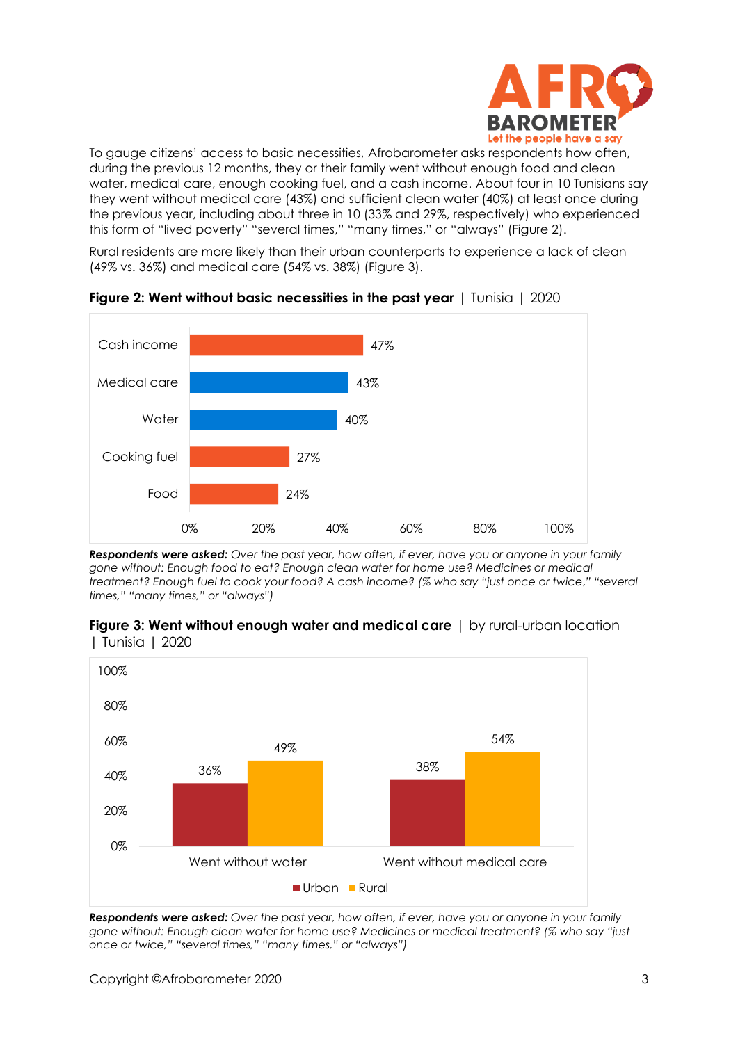To gauge citizens' access to basic necessities, Afrobarometer asks respondents how often, during the previous 12 months, they or their family went without enough food and clean water, medical care, enough cooking fuel, and a cash income. About four in 10 Tunisians say they went without medical care (43%) and sufficient clean water (40%) at least once during the previous year, including about three in 10 (33% and 29%, respectively) who experienced this form of "lived poverty" "several times," "many times," or "always" (Figure 2).

Rural residents are more likely than their urban counterparts to experience a lack of clean (49% vs. 36%) and medical care (54% vs. 38%) (Figure 3).

**Figure 2: Went without basic necessities in the past year** | Tunisia | 2020

| | % |
|---|---|
| Cash income | 47% |
| Medical care | 43% |
| Water | 40% |
| Cooking fuel | 27% |
| Food | 24% |

***Respondents were asked:*** *Over the past year, how often, if ever, have you or anyone in your family gone without: Enough food to eat? Enough clean water for home use? Medicines or medical treatment? Enough fuel to cook your food? A cash income? (% who say "just once or twice," "several times," "many times," or "always")*

**Figure 3: Went without enough water and medical care** | by rural-urban location | Tunisia | 2020

| | Urban | Rural |
|---|---|---|
| Went without water | 36% | 49% |
| Went without medical care | 38% | 54% |

***Respondents were asked:*** *Over the past year, how often, if ever, have you or anyone in your family gone without: Enough clean water for home use? Medicines or medical treatment? (% who say "just once or twice," "several times," "many times," or "always")*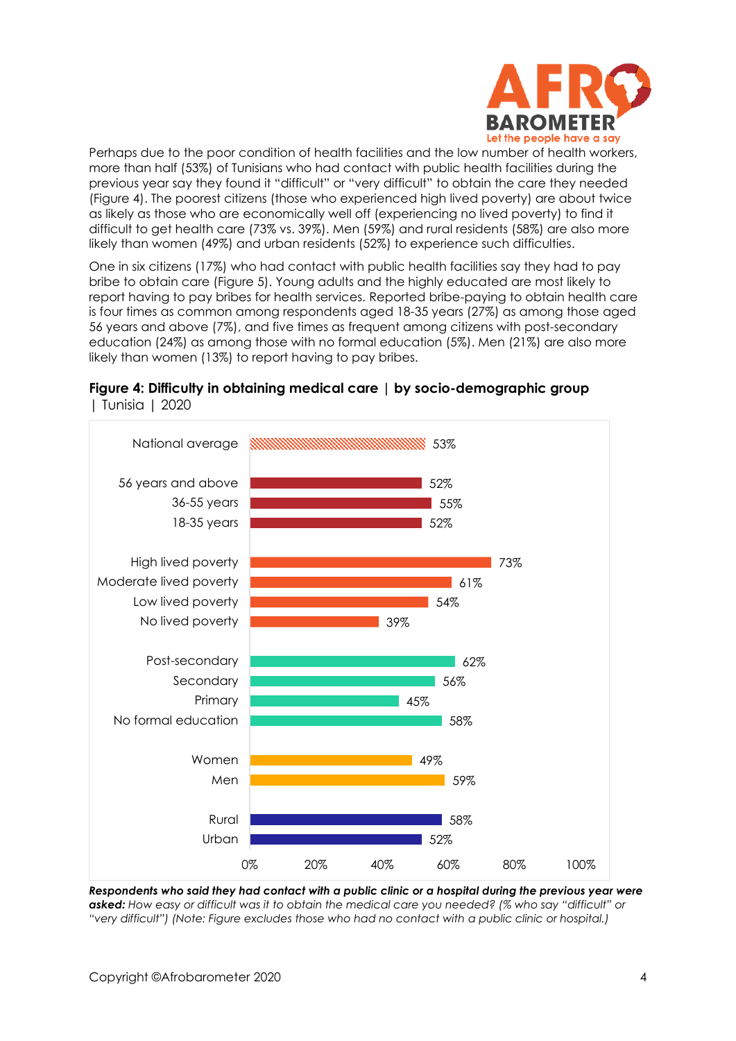Perhaps due to the poor condition of health facilities and the low number of health workers, more than half (53%) of Tunisians who had contact with public health facilities during the previous year say they found it "difficult" or "very difficult" to obtain the care they needed (Figure 4). The poorest citizens (those who experienced high lived poverty) are about twice as likely as those who are economically well off (experiencing no lived poverty) to find it difficult to get health care (73% vs. 39%). Men (59%) and rural residents (58%) are also more likely than women (49%) and urban residents (52%) to experience such difficulties.

One in six citizens (17%) who had contact with public health facilities say they had to pay bribe to obtain care (Figure 5). Young adults and the highly educated are most likely to report having to pay bribes for health services. Reported bribe-paying to obtain health care is four times as common among respondents aged 18-35 years (27%) as among those aged 56 years and above (7%), and five times as frequent among citizens with post-secondary education (24%) as among those with no formal education (5%). Men (21%) are also more likely than women (13%) to report having to pay bribes.

**Figure 4: Difficulty in obtaining medical care | by socio-demographic group** | Tunisia | 2020

| Group | % |
|---|---|
| National average | 53% |
| 56 years and above | 52% |
| 36-55 years | 55% |
| 18-35 years | 52% |
| High lived poverty | 73% |
| Moderate lived poverty | 61% |
| Low lived poverty | 54% |
| No lived poverty | 39% |
| Post-secondary | 62% |
| Secondary | 56% |
| Primary | 45% |
| No formal education | 58% |
| Women | 49% |
| Men | 59% |
| Rural | 58% |
| Urban | 52% |

***Respondents who said they had contact with a public clinic or a hospital during the previous year were asked:*** *How easy or difficult was it to obtain the medical care you needed? (% who say "difficult" or "very difficult") (Note: Figure excludes those who had no contact with a public clinic or hospital.)*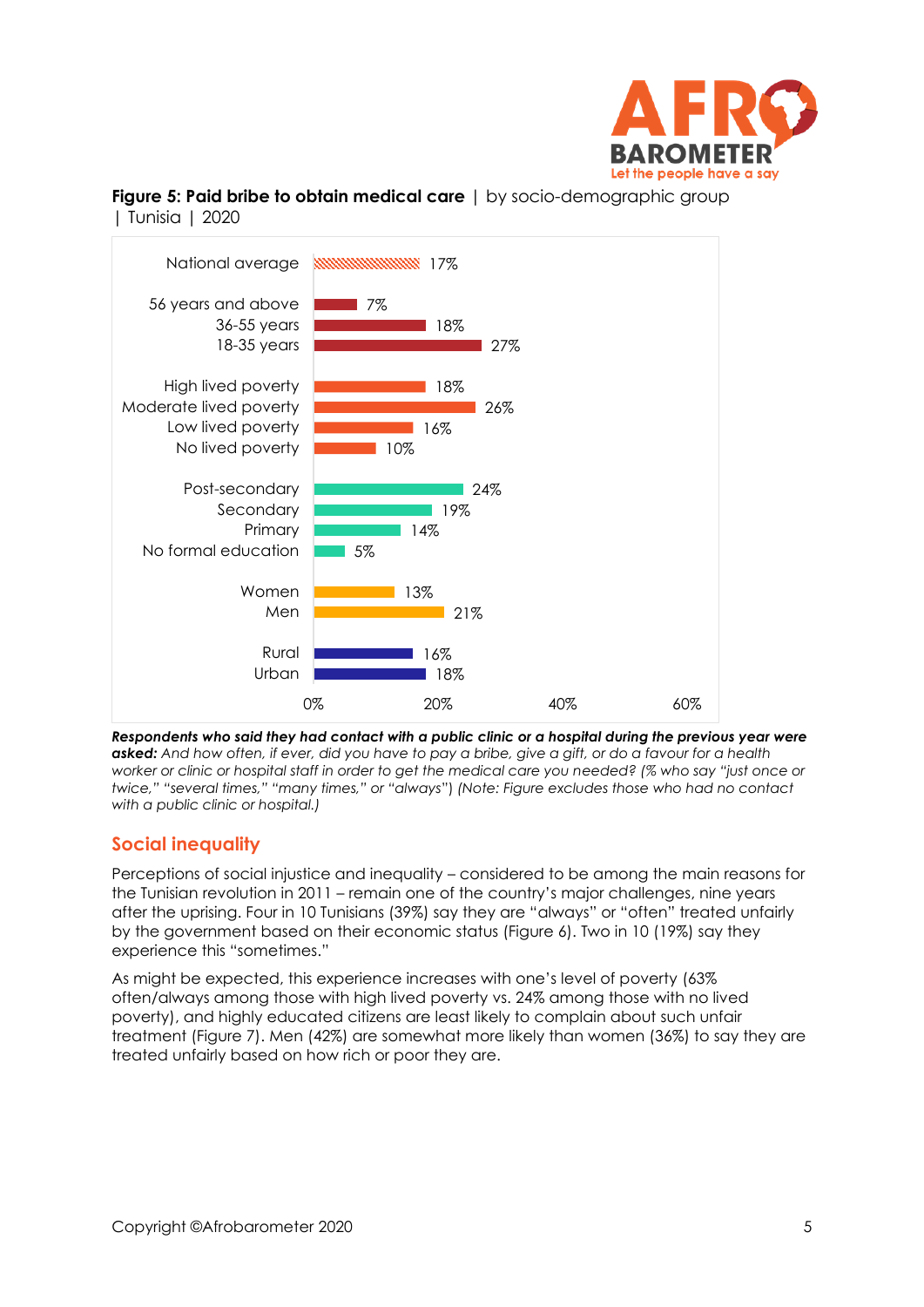**Figure 5: Paid bribe to obtain medical care** | by socio-demographic group | Tunisia | 2020

| Group | % |
|---|---|
| National average | 17% |
| 56 years and above | 7% |
| 36-55 years | 18% |
| 18-35 years | 27% |
| High lived poverty | 18% |
| Moderate lived poverty | 26% |
| Low lived poverty | 16% |
| No lived poverty | 10% |
| Post-secondary | 24% |
| Secondary | 19% |
| Primary | 14% |
| No formal education | 5% |
| Women | 13% |
| Men | 21% |
| Rural | 16% |
| Urban | 18% |

***Respondents who said they had contact with a public clinic or a hospital during the previous year were asked:*** *And how often, if ever, did you have to pay a bribe, give a gift, or do a favour for a health worker or clinic or hospital staff in order to get the medical care you needed? (% who say "just once or twice," "several times," "many times," or "always") (Note: Figure excludes those who had no contact with a public clinic or hospital.)*

## Social inequality

Perceptions of social injustice and inequality – considered to be among the main reasons for the Tunisian revolution in 2011 – remain one of the country's major challenges, nine years after the uprising. Four in 10 Tunisians (39%) say they are "always" or "often" treated unfairly by the government based on their economic status (Figure 6). Two in 10 (19%) say they experience this "sometimes."

As might be expected, this experience increases with one's level of poverty (63% often/always among those with high lived poverty vs. 24% among those with no lived poverty), and highly educated citizens are least likely to complain about such unfair treatment (Figure 7). Men (42%) are somewhat more likely than women (36%) to say they are treated unfairly based on how rich or poor they are.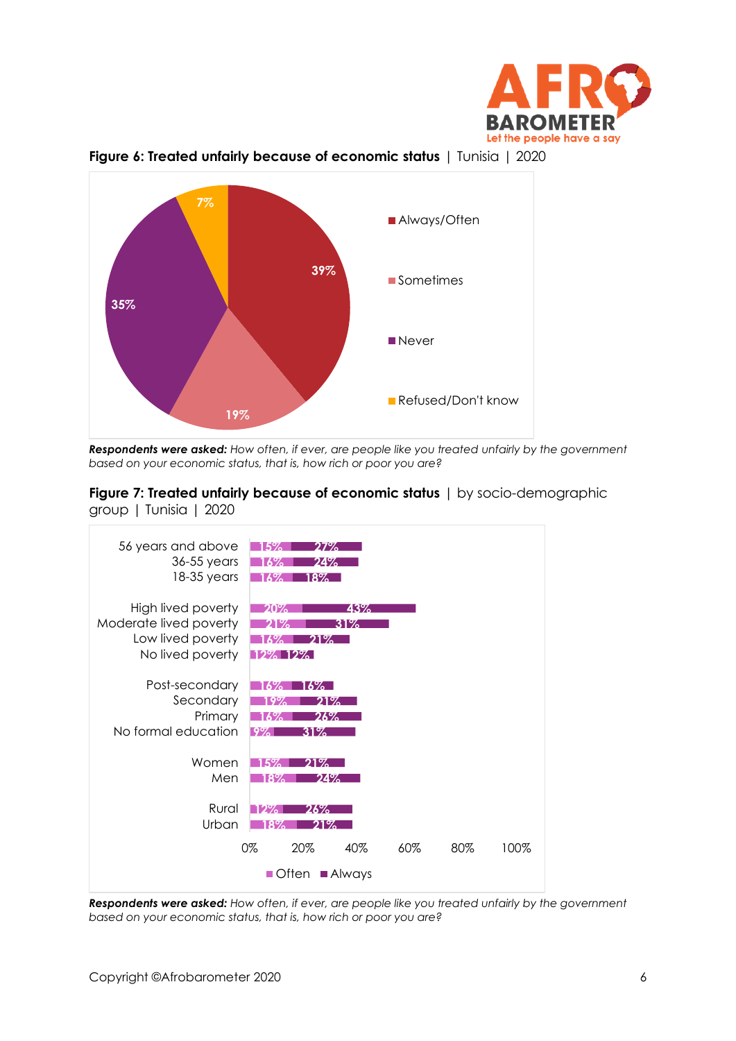**Figure 6: Treated unfairly because of economic status** | Tunisia | 2020

| Response | % |
|---|---|
| Always/Often | 39% |
| Sometimes | 19% |
| Never | 35% |
| Refused/Don't know | 7% |

***Respondents were asked:*** *How often, if ever, are people like you treated unfairly by the government based on your economic status, that is, how rich or poor you are?*

**Figure 7: Treated unfairly because of economic status** | by socio-demographic group | Tunisia | 2020

| Group | Often | Always |
|---|---|---|
| 56 years and above | 15% | 27% |
| 36-55 years | 16% | 24% |
| 18-35 years | 16% | 18% |
| High lived poverty | 20% | 43% |
| Moderate lived poverty | 21% | 31% |
| Low lived poverty | 16% | 21% |
| No lived poverty | 12% | 12% |
| Post-secondary | 16% | 16% |
| Secondary | 19% | 21% |
| Primary | 16% | 26% |
| No formal education | 9% | 31% |
| Women | 15% | 21% |
| Men | 18% | 24% |
| Rural | 12% | 26% |
| Urban | 18% | 21% |

***Respondents were asked:*** *How often, if ever, are people like you treated unfairly by the government based on your economic status, that is, how rich or poor you are?*

Copyright ©Afrobarometer 2020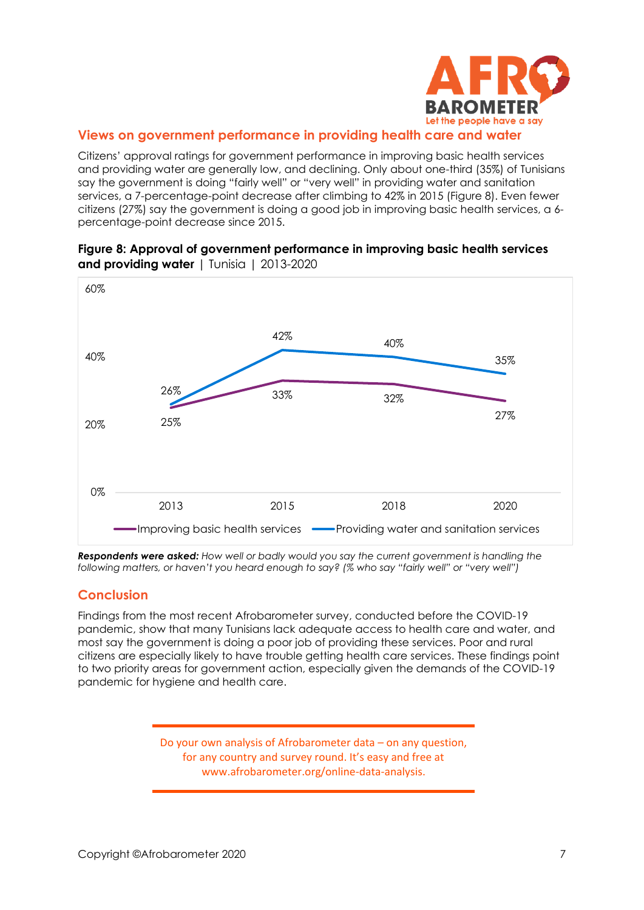## Views on government performance in providing health care and water

Citizens' approval ratings for government performance in improving basic health services and providing water are generally low, and declining. Only about one-third (35%) of Tunisians say the government is doing "fairly well" or "very well" in providing water and sanitation services, a 7-percentage-point decrease after climbing to 42% in 2015 (Figure 8). Even fewer citizens (27%) say the government is doing a good job in improving basic health services, a 6-percentage-point decrease since 2015.

**Figure 8: Approval of government performance in improving basic health services and providing water** | Tunisia | 2013-2020

| | 2013 | 2015 | 2018 | 2020 |
|---|---|---|---|---|
| Improving basic health services | 25% | 33% | 32% | 27% |
| Providing water and sanitation services | 26% | 42% | 40% | 35% |

***Respondents were asked:*** *How well or badly would you say the current government is handling the following matters, or haven't you heard enough to say? (% who say "fairly well" or "very well")*

## Conclusion

Findings from the most recent Afrobarometer survey, conducted before the COVID-19 pandemic, show that many Tunisians lack adequate access to health care and water, and most say the government is doing a poor job of providing these services. Poor and rural citizens are especially likely to have trouble getting health care services. These findings point to two priority areas for government action, especially given the demands of the COVID-19 pandemic for hygiene and health care.

Do your own analysis of Afrobarometer data – on any question, for any country and survey round. It's easy and free at www.afrobarometer.org/online-data-analysis.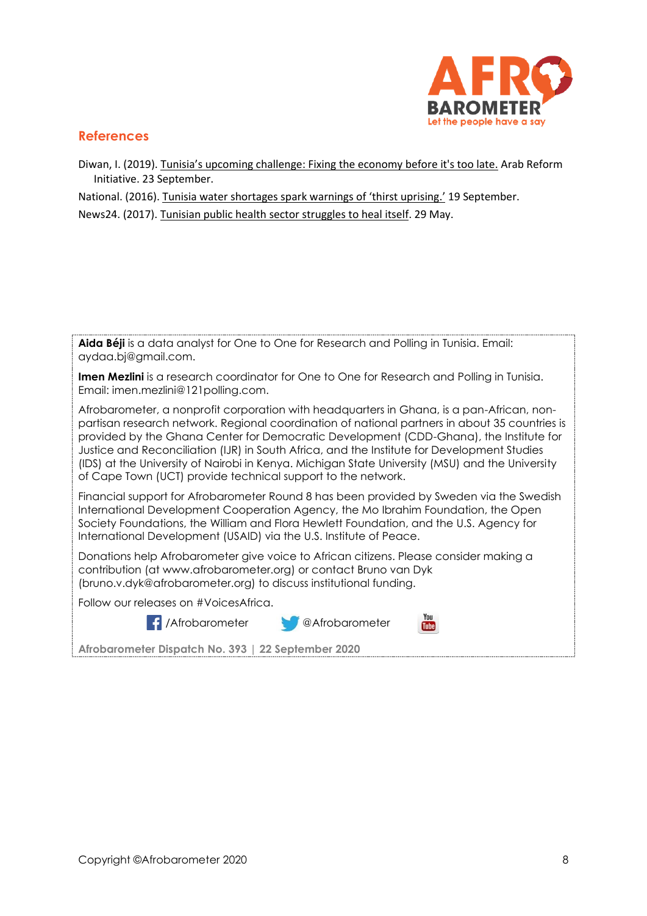## References

Diwan, I. (2019). Tunisia's upcoming challenge: Fixing the economy before it's too late. Arab Reform Initiative. 23 September.

National. (2016). Tunisia water shortages spark warnings of 'thirst uprising.' 19 September.

News24. (2017). Tunisian public health sector struggles to heal itself. 29 May.

**Aida Béji** is a data analyst for One to One for Research and Polling in Tunisia. Email: aydaa.bj@gmail.com.

**Imen Mezlini** is a research coordinator for One to One for Research and Polling in Tunisia. Email: imen.mezlini@121polling.com.

Afrobarometer, a nonprofit corporation with headquarters in Ghana, is a pan-African, non-partisan research network. Regional coordination of national partners in about 35 countries is provided by the Ghana Center for Democratic Development (CDD-Ghana), the Institute for Justice and Reconciliation (IJR) in South Africa, and the Institute for Development Studies (IDS) at the University of Nairobi in Kenya. Michigan State University (MSU) and the University of Cape Town (UCT) provide technical support to the network.

Financial support for Afrobarometer Round 8 has been provided by Sweden via the Swedish International Development Cooperation Agency, the Mo Ibrahim Foundation, the Open Society Foundations, the William and Flora Hewlett Foundation, and the U.S. Agency for International Development (USAID) via the U.S. Institute of Peace.

Donations help Afrobarometer give voice to African citizens. Please consider making a contribution (at www.afrobarometer.org) or contact Bruno van Dyk (bruno.v.dyk@afrobarometer.org) to discuss institutional funding.

Follow our releases on #VoicesAfrica.

/Afrobarometer    @Afrobarometer

**Afrobarometer Dispatch No. 393 | 22 September 2020**

Copyright ©Afrobarometer 2020